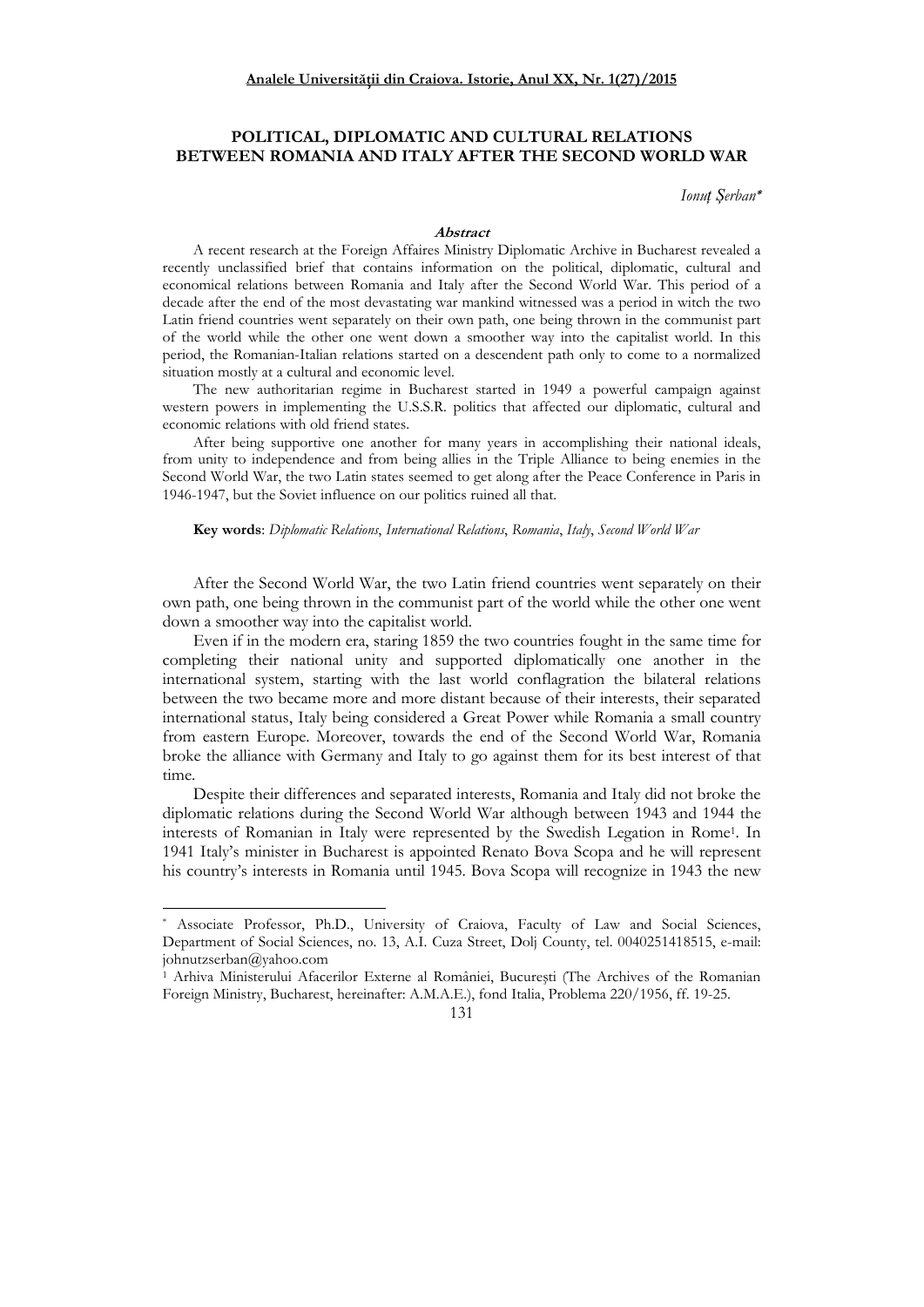# POLITICAL, DIPLOMATIC AND CULTURAL RELATIONS BETWEEN ROMANIA AND ITALY AFTER THE SECOND WORLD WAR

*Ionuț Șerban**

### Abstract

A recent research at the Foreign Affaires Ministry Diplomatic Archive in Bucharest revealed a recently unclassified brief that contains information on the political, diplomatic, cultural and economical relations between Romania and Italy after the Second World War. This period of a decade after the end of the most devastating war mankind witnessed was a period in witch the two Latin friend countries went separately on their own path, one being thrown in the communist part of the world while the other one went down a smoother way into the capitalist world. In this period, the Romanian-Italian relations started on a descendent path only to come to a normalized situation mostly at a cultural and economic level.

The new authoritarian regime in Bucharest started in 1949 a powerful campaign against western powers in implementing the U.S.S.R. politics that affected our diplomatic, cultural and economic relations with old friend states.

After being supportive one another for many years in accomplishing their national ideals, from unity to independence and from being allies in the Triple Alliance to being enemies in the Second World War, the two Latin states seemed to get along after the Peace Conference in Paris in 1946-1947, but the Soviet influence on our politics ruined all that.

**Key words**: *Diplomatic Relations*, *International Relations*, *Romania*, *Italy*, *Second World War*

After the Second World War, the two Latin friend countries went separately on their own path, one being thrown in the communist part of the world while the other one went down a smoother way into the capitalist world.

Even if in the modern era, staring 1859 the two countries fought in the same time for completing their national unity and supported diplomatically one another in the international system, starting with the last world conflagration the bilateral relations between the two became more and more distant because of their interests, their separated international status, Italy being considered a Great Power while Romania a small country from eastern Europe. Moreover, towards the end of the Second World War, Romania broke the alliance with Germany and Italy to go against them for its best interest of that time.

Despite their differences and separated interests, Romania and Italy did not broke the diplomatic relations during the Second World War although between 1943 and 1944 the interests of Romanian in Italy were represented by the Swedish Legation in Rome[1]. In 1941 Italy's minister in Bucharest is appointed Renato Bova Scopa and he will represent his country's interests in Romania until 1945. Bova Scopa will recognize in 1943 the new

---

* Associate Professor, Ph.D., University of Craiova, Faculty of Law and Social Sciences, Department of Social Sciences, no. 13, A.I. Cuza Street, Dolj County, tel. 0040251418515, e-mail: johnutzserban@yahoo.com

[1] Arhiva Ministerului Afacerilor Externe al României, București (The Archives of the Romanian Foreign Ministry, Bucharest, hereinafter: A.M.A.E.), fond Italia, Problema 220/1956, ff. 19-25.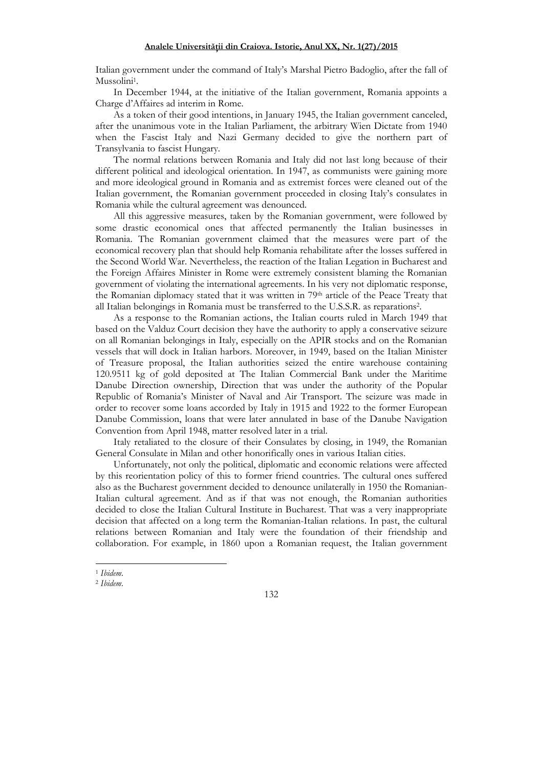Italian government under the command of Italy's Marshal Pietro Badoglio, after the fall of Mussolini[1].

In December 1944, at the initiative of the Italian government, Romania appoints a Charge d'Affaires ad interim in Rome.

As a token of their good intentions, in January 1945, the Italian government canceled, after the unanimous vote in the Italian Parliament, the arbitrary Wien Dictate from 1940 when the Fascist Italy and Nazi Germany decided to give the northern part of Transylvania to fascist Hungary.

The normal relations between Romania and Italy did not last long because of their different political and ideological orientation. In 1947, as communists were gaining more and more ideological ground in Romania and as extremist forces were cleaned out of the Italian government, the Romanian government proceeded in closing Italy's consulates in Romania while the cultural agreement was denounced.

All this aggressive measures, taken by the Romanian government, were followed by some drastic economical ones that affected permanently the Italian businesses in Romania. The Romanian government claimed that the measures were part of the economical recovery plan that should help Romania rehabilitate after the losses suffered in the Second World War. Nevertheless, the reaction of the Italian Legation in Bucharest and the Foreign Affaires Minister in Rome were extremely consistent blaming the Romanian government of violating the international agreements. In his very not diplomatic response, the Romanian diplomacy stated that it was written in 79th article of the Peace Treaty that all Italian belongings in Romania must be transferred to the U.S.S.R. as reparations[2].

As a response to the Romanian actions, the Italian courts ruled in March 1949 that based on the Valduz Court decision they have the authority to apply a conservative seizure on all Romanian belongings in Italy, especially on the APIR stocks and on the Romanian vessels that will dock in Italian harbors. Moreover, in 1949, based on the Italian Minister of Treasure proposal, the Italian authorities seized the entire warehouse containing 120.9511 kg of gold deposited at The Italian Commercial Bank under the Maritime Danube Direction ownership, Direction that was under the authority of the Popular Republic of Romania's Minister of Naval and Air Transport. The seizure was made in order to recover some loans accorded by Italy in 1915 and 1922 to the former European Danube Commission, loans that were later annulated in base of the Danube Navigation Convention from April 1948, matter resolved later in a trial.

Italy retaliated to the closure of their Consulates by closing, in 1949, the Romanian General Consulate in Milan and other honorifically ones in various Italian cities.

Unfortunately, not only the political, diplomatic and economic relations were affected by this reorientation policy of this to former friend countries. The cultural ones suffered also as the Bucharest government decided to denounce unilaterally in 1950 the Romanian-Italian cultural agreement. And as if that was not enough, the Romanian authorities decided to close the Italian Cultural Institute in Bucharest. That was a very inappropriate decision that affected on a long term the Romanian-Italian relations. In past, the cultural relations between Romanian and Italy were the foundation of their friendship and collaboration. For example, in 1860 upon a Romanian request, the Italian government

[1] *Ibidem*.

[2] *Ibidem*.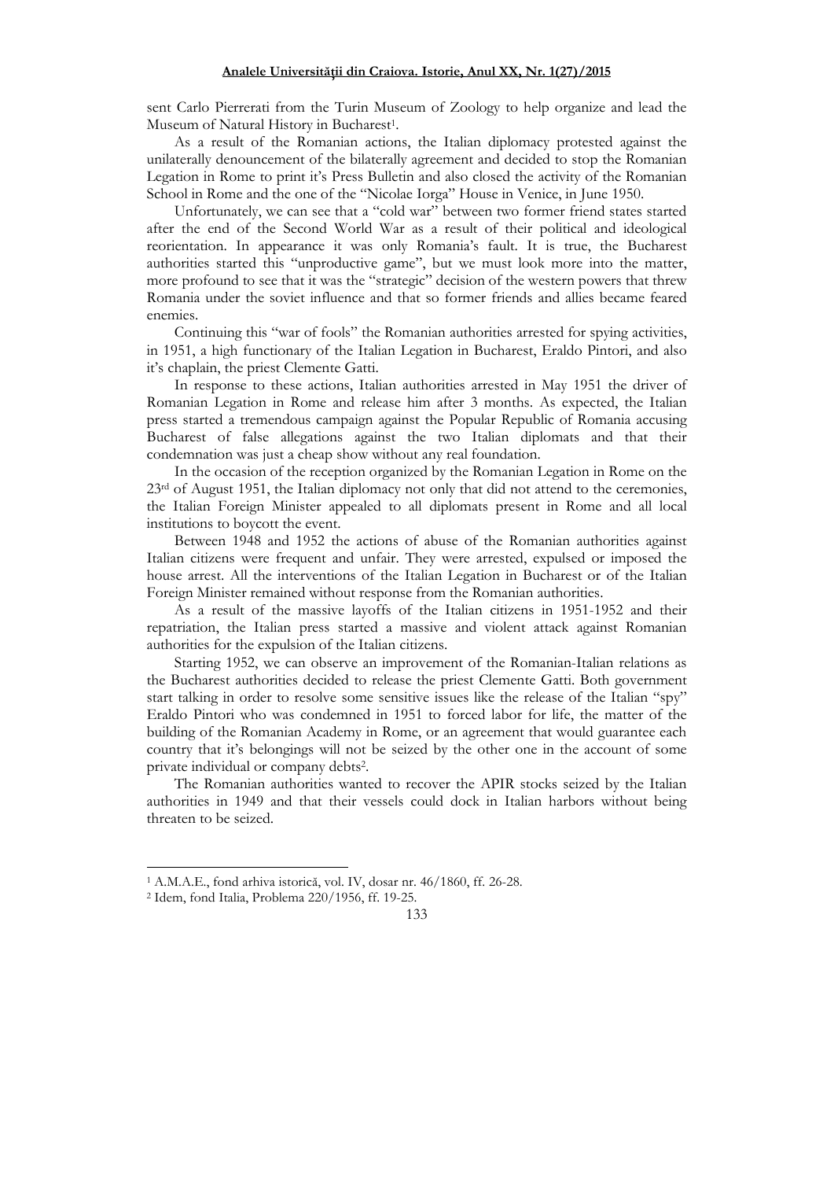sent Carlo Pierrerati from the Turin Museum of Zoology to help organize and lead the Museum of Natural History in Bucharest[1].

As a result of the Romanian actions, the Italian diplomacy protested against the unilaterally denouncement of the bilaterally agreement and decided to stop the Romanian Legation in Rome to print it's Press Bulletin and also closed the activity of the Romanian School in Rome and the one of the "Nicolae Iorga" House in Venice, in June 1950.

Unfortunately, we can see that a "cold war" between two former friend states started after the end of the Second World War as a result of their political and ideological reorientation. In appearance it was only Romania's fault. It is true, the Bucharest authorities started this "unproductive game", but we must look more into the matter, more profound to see that it was the "strategic" decision of the western powers that threw Romania under the soviet influence and that so former friends and allies became feared enemies.

Continuing this "war of fools" the Romanian authorities arrested for spying activities, in 1951, a high functionary of the Italian Legation in Bucharest, Eraldo Pintori, and also it's chaplain, the priest Clemente Gatti.

In response to these actions, Italian authorities arrested in May 1951 the driver of Romanian Legation in Rome and release him after 3 months. As expected, the Italian press started a tremendous campaign against the Popular Republic of Romania accusing Bucharest of false allegations against the two Italian diplomats and that their condemnation was just a cheap show without any real foundation.

In the occasion of the reception organized by the Romanian Legation in Rome on the 23rd of August 1951, the Italian diplomacy not only that did not attend to the ceremonies, the Italian Foreign Minister appealed to all diplomats present in Rome and all local institutions to boycott the event.

Between 1948 and 1952 the actions of abuse of the Romanian authorities against Italian citizens were frequent and unfair. They were arrested, expulsed or imposed the house arrest. All the interventions of the Italian Legation in Bucharest or of the Italian Foreign Minister remained without response from the Romanian authorities.

As a result of the massive layoffs of the Italian citizens in 1951-1952 and their repatriation, the Italian press started a massive and violent attack against Romanian authorities for the expulsion of the Italian citizens.

Starting 1952, we can observe an improvement of the Romanian-Italian relations as the Bucharest authorities decided to release the priest Clemente Gatti. Both government start talking in order to resolve some sensitive issues like the release of the Italian "spy" Eraldo Pintori who was condemned in 1951 to forced labor for life, the matter of the building of the Romanian Academy in Rome, or an agreement that would guarantee each country that it's belongings will not be seized by the other one in the account of some private individual or company debts[2].

The Romanian authorities wanted to recover the APIR stocks seized by the Italian authorities in 1949 and that their vessels could dock in Italian harbors without being threaten to be seized.

---

[1] A.M.A.E., fond arhiva istorică, vol. IV, dosar nr. 46/1860, ff. 26-28.

[2] Idem, fond Italia, Problema 220/1956, ff. 19-25.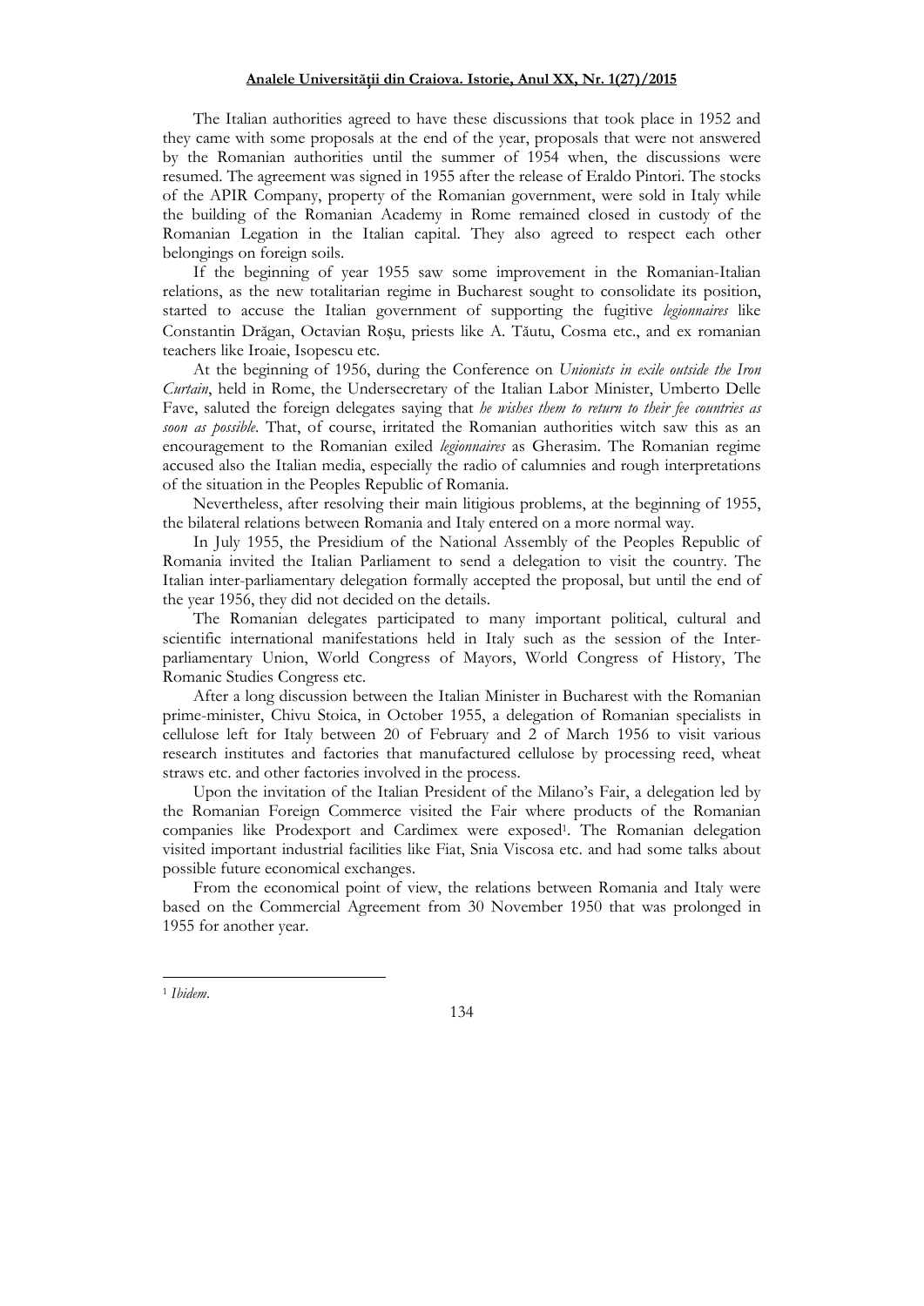The Italian authorities agreed to have these discussions that took place in 1952 and they came with some proposals at the end of the year, proposals that were not answered by the Romanian authorities until the summer of 1954 when, the discussions were resumed. The agreement was signed in 1955 after the release of Eraldo Pintori. The stocks of the APIR Company, property of the Romanian government, were sold in Italy while the building of the Romanian Academy in Rome remained closed in custody of the Romanian Legation in the Italian capital. They also agreed to respect each other belongings on foreign soils.

If the beginning of year 1955 saw some improvement in the Romanian-Italian relations, as the new totalitarian regime in Bucharest sought to consolidate its position, started to accuse the Italian government of supporting the fugitive *legionnaires* like Constantin Drăgan, Octavian Roșu, priests like A. Tăutu, Cosma etc., and ex romanian teachers like Iroaie, Isopescu etc.

At the beginning of 1956, during the Conference on *Unionists in exile outside the Iron Curtain*, held in Rome, the Undersecretary of the Italian Labor Minister, Umberto Delle Fave, saluted the foreign delegates saying that *he wishes them to return to their fee countries as soon as possible*. That, of course, irritated the Romanian authorities witch saw this as an encouragement to the Romanian exiled *legionnaires* as Gherasim. The Romanian regime accused also the Italian media, especially the radio of calumnies and rough interpretations of the situation in the Peoples Republic of Romania.

Nevertheless, after resolving their main litigious problems, at the beginning of 1955, the bilateral relations between Romania and Italy entered on a more normal way.

In July 1955, the Presidium of the National Assembly of the Peoples Republic of Romania invited the Italian Parliament to send a delegation to visit the country. The Italian inter-parliamentary delegation formally accepted the proposal, but until the end of the year 1956, they did not decided on the details.

The Romanian delegates participated to many important political, cultural and scientific international manifestations held in Italy such as the session of the Inter-parliamentary Union, World Congress of Mayors, World Congress of History, The Romanic Studies Congress etc.

After a long discussion between the Italian Minister in Bucharest with the Romanian prime-minister, Chivu Stoica, in October 1955, a delegation of Romanian specialists in cellulose left for Italy between 20 of February and 2 of March 1956 to visit various research institutes and factories that manufactured cellulose by processing reed, wheat straws etc. and other factories involved in the process.

Upon the invitation of the Italian President of the Milano's Fair, a delegation led by the Romanian Foreign Commerce visited the Fair where products of the Romanian companies like Prodexport and Cardimex were exposed[1]. The Romanian delegation visited important industrial facilities like Fiat, Snia Viscosa etc. and had some talks about possible future economical exchanges.

From the economical point of view, the relations between Romania and Italy were based on the Commercial Agreement from 30 November 1950 that was prolonged in 1955 for another year.

---

[1] *Ibidem*.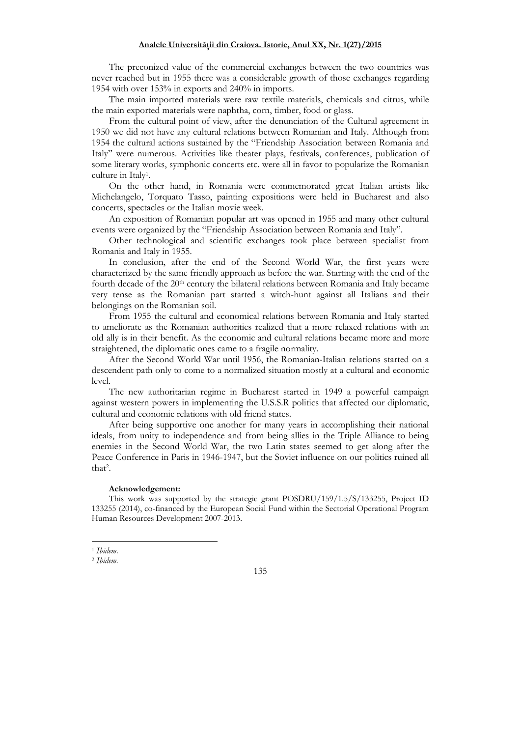The preconized value of the commercial exchanges between the two countries was never reached but in 1955 there was a considerable growth of those exchanges regarding 1954 with over 153% in exports and 240% in imports.

The main imported materials were raw textile materials, chemicals and citrus, while the main exported materials were naphtha, corn, timber, food or glass.

From the cultural point of view, after the denunciation of the Cultural agreement in 1950 we did not have any cultural relations between Romanian and Italy. Although from 1954 the cultural actions sustained by the "Friendship Association between Romania and Italy" were numerous. Activities like theater plays, festivals, conferences, publication of some literary works, symphonic concerts etc. were all in favor to popularize the Romanian culture in Italy[1].

On the other hand, in Romania were commemorated great Italian artists like Michelangelo, Torquato Tasso, painting expositions were held in Bucharest and also concerts, spectacles or the Italian movie week.

An exposition of Romanian popular art was opened in 1955 and many other cultural events were organized by the "Friendship Association between Romania and Italy".

Other technological and scientific exchanges took place between specialist from Romania and Italy in 1955.

In conclusion, after the end of the Second World War, the first years were characterized by the same friendly approach as before the war. Starting with the end of the fourth decade of the 20th century the bilateral relations between Romania and Italy became very tense as the Romanian part started a witch-hunt against all Italians and their belongings on the Romanian soil.

From 1955 the cultural and economical relations between Romania and Italy started to ameliorate as the Romanian authorities realized that a more relaxed relations with an old ally is in their benefit. As the economic and cultural relations became more and more straightened, the diplomatic ones came to a fragile normality.

After the Second World War until 1956, the Romanian-Italian relations started on a descendent path only to come to a normalized situation mostly at a cultural and economic level.

The new authoritarian regime in Bucharest started in 1949 a powerful campaign against western powers in implementing the U.S.S.R politics that affected our diplomatic, cultural and economic relations with old friend states.

After being supportive one another for many years in accomplishing their national ideals, from unity to independence and from being allies in the Triple Alliance to being enemies in the Second World War, the two Latin states seemed to get along after the Peace Conference in Paris in 1946-1947, but the Soviet influence on our politics ruined all that[2].

**Acknowledgement:**

This work was supported by the strategic grant POSDRU/159/1.5/S/133255, Project ID 133255 (2014), co-financed by the European Social Fund within the Sectorial Operational Program Human Resources Development 2007-2013.

---

[1] *Ibidem*.

[2] *Ibidem*.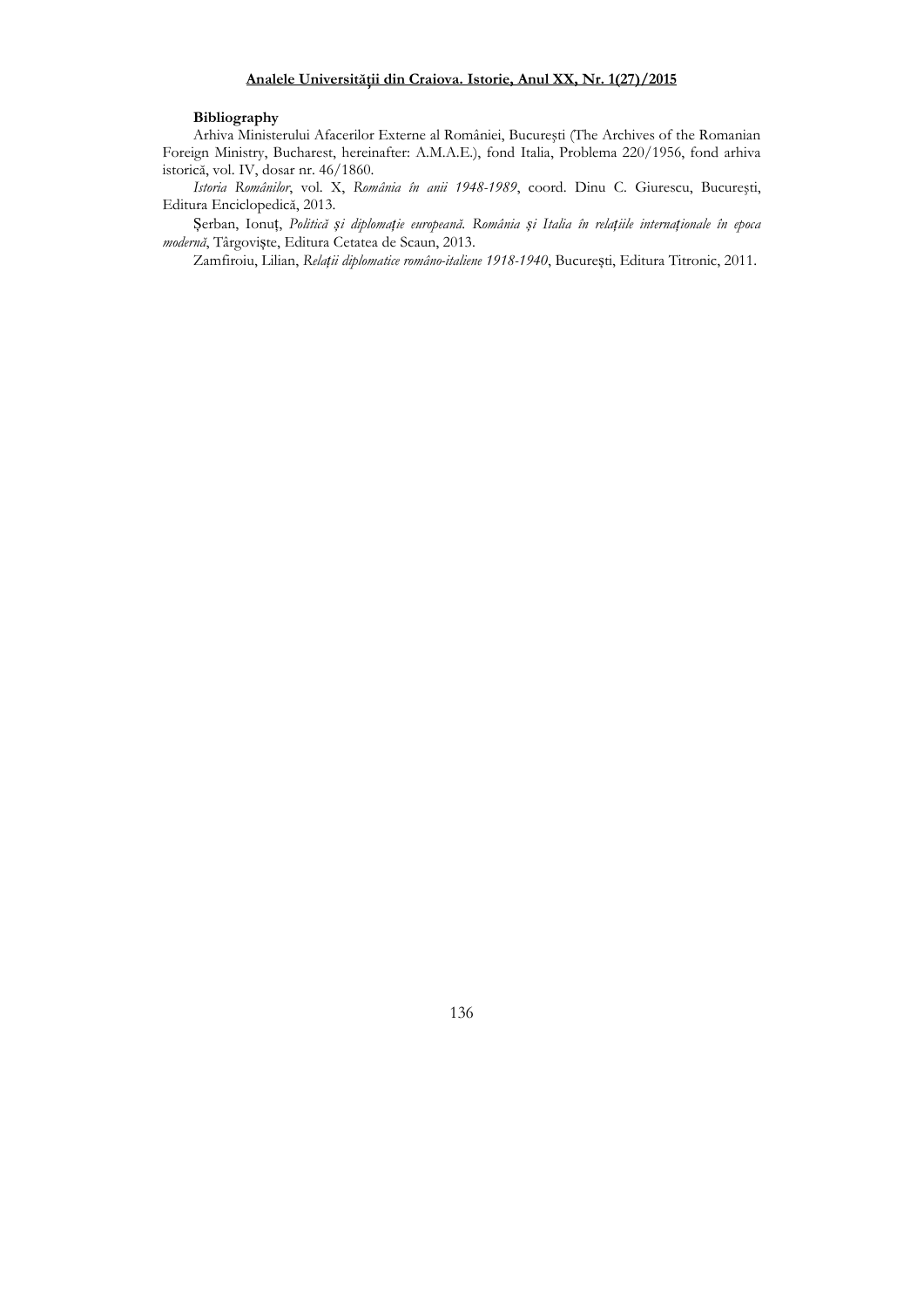**Bibliography**

Arhiva Ministerului Afacerilor Externe al României, București (The Archives of the Romanian Foreign Ministry, Bucharest, hereinafter: A.M.A.E.), fond Italia, Problema 220/1956, fond arhiva istorică, vol. IV, dosar nr. 46/1860.

*Istoria Românilor*, vol. X, *România în anii 1948-1989*, coord. Dinu C. Giurescu, București, Editura Enciclopedică, 2013.

Șerban, Ionuț, *Politică și diplomație europeană. România și Italia în relațiile internaționale în epoca modernă*, Târgoviște, Editura Cetatea de Scaun, 2013.

Zamfiroiu, Lilian, *Relații diplomatice româno-italiene 1918-1940*, Bucureşti, Editura Titronic, 2011.